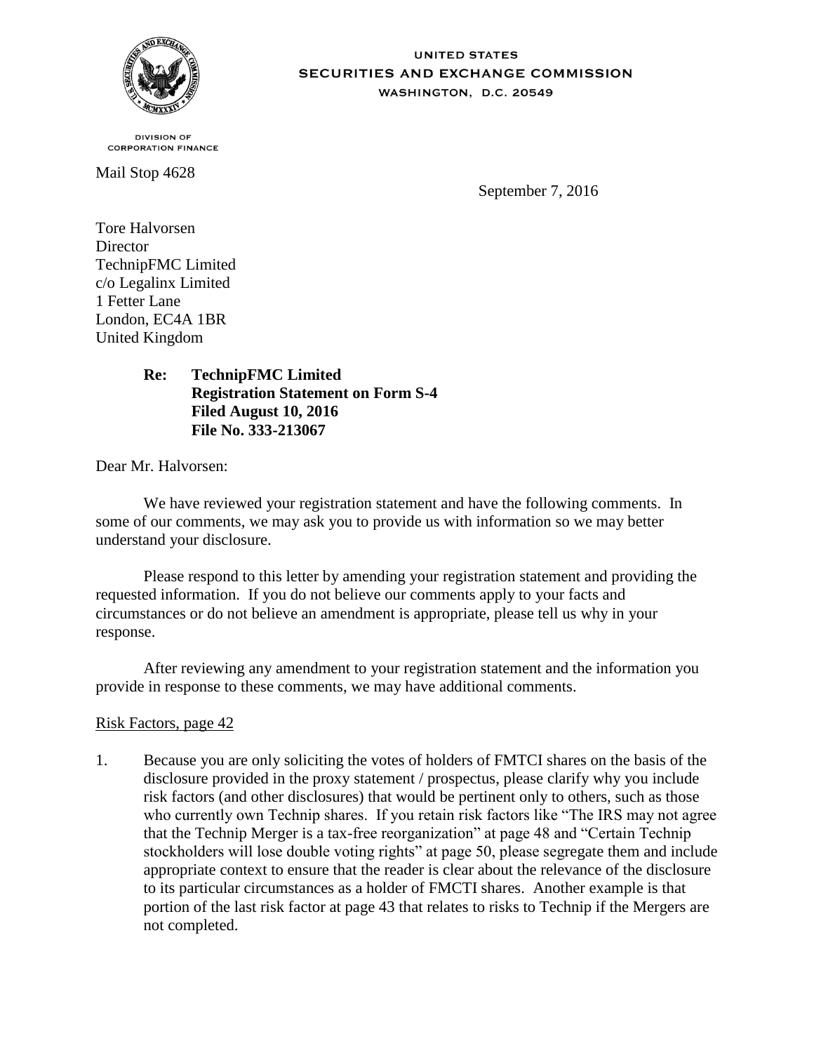UNITED STATES
SECURITIES AND EXCHANGE COMMISSION
WASHINGTON, D.C. 20549

DIVISION OF
CORPORATION FINANCE

Mail Stop 4628

September 7, 2016

Tore Halvorsen
Director
TechnipFMC Limited
c/o Legalinx Limited
1 Fetter Lane
London, EC4A 1BR
United Kingdom

> **Re: TechnipFMC Limited**
> **Registration Statement on Form S-4**
> **Filed August 10, 2016**
> **File No. 333-213067**

Dear Mr. Halvorsen:

We have reviewed your registration statement and have the following comments. In some of our comments, we may ask you to provide us with information so we may better understand your disclosure.

Please respond to this letter by amending your registration statement and providing the requested information. If you do not believe our comments apply to your facts and circumstances or do not believe an amendment is appropriate, please tell us why in your response.

After reviewing any amendment to your registration statement and the information you provide in response to these comments, we may have additional comments.

Risk Factors, page 42

1. Because you are only soliciting the votes of holders of FMTCI shares on the basis of the disclosure provided in the proxy statement / prospectus, please clarify why you include risk factors (and other disclosures) that would be pertinent only to others, such as those who currently own Technip shares. If you retain risk factors like "The IRS may not agree that the Technip Merger is a tax-free reorganization" at page 48 and "Certain Technip stockholders will lose double voting rights" at page 50, please segregate them and include appropriate context to ensure that the reader is clear about the relevance of the disclosure to its particular circumstances as a holder of FMCTI shares. Another example is that portion of the last risk factor at page 43 that relates to risks to Technip if the Mergers are not completed.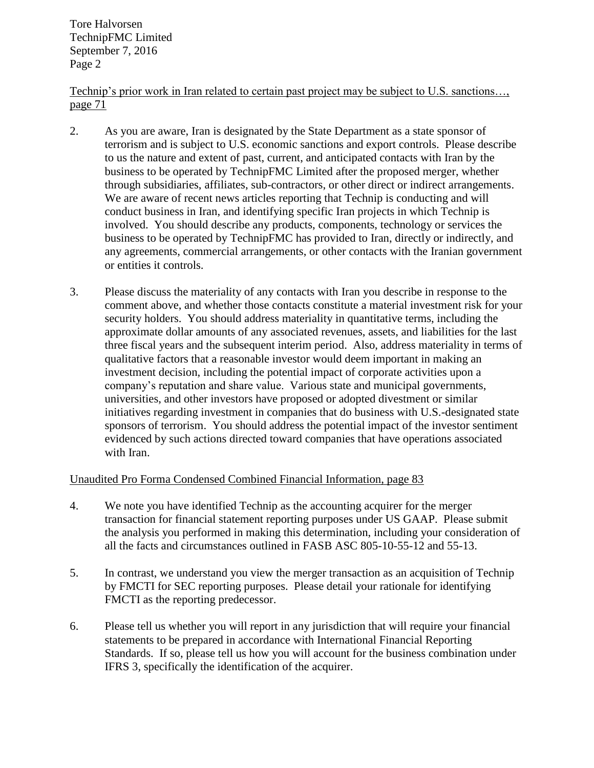Technip's prior work in Iran related to certain past project may be subject to U.S. sanctions…, page 71

2. As you are aware, Iran is designated by the State Department as a state sponsor of terrorism and is subject to U.S. economic sanctions and export controls. Please describe to us the nature and extent of past, current, and anticipated contacts with Iran by the business to be operated by TechnipFMC Limited after the proposed merger, whether through subsidiaries, affiliates, sub-contractors, or other direct or indirect arrangements. We are aware of recent news articles reporting that Technip is conducting and will conduct business in Iran, and identifying specific Iran projects in which Technip is involved. You should describe any products, components, technology or services the business to be operated by TechnipFMC has provided to Iran, directly or indirectly, and any agreements, commercial arrangements, or other contacts with the Iranian government or entities it controls.

3. Please discuss the materiality of any contacts with Iran you describe in response to the comment above, and whether those contacts constitute a material investment risk for your security holders. You should address materiality in quantitative terms, including the approximate dollar amounts of any associated revenues, assets, and liabilities for the last three fiscal years and the subsequent interim period. Also, address materiality in terms of qualitative factors that a reasonable investor would deem important in making an investment decision, including the potential impact of corporate activities upon a company's reputation and share value. Various state and municipal governments, universities, and other investors have proposed or adopted divestment or similar initiatives regarding investment in companies that do business with U.S.-designated state sponsors of terrorism. You should address the potential impact of the investor sentiment evidenced by such actions directed toward companies that have operations associated with Iran.

Unaudited Pro Forma Condensed Combined Financial Information, page 83

4. We note you have identified Technip as the accounting acquirer for the merger transaction for financial statement reporting purposes under US GAAP. Please submit the analysis you performed in making this determination, including your consideration of all the facts and circumstances outlined in FASB ASC 805-10-55-12 and 55-13.

5. In contrast, we understand you view the merger transaction as an acquisition of Technip by FMCTI for SEC reporting purposes. Please detail your rationale for identifying FMCTI as the reporting predecessor.

6. Please tell us whether you will report in any jurisdiction that will require your financial statements to be prepared in accordance with International Financial Reporting Standards. If so, please tell us how you will account for the business combination under IFRS 3, specifically the identification of the acquirer.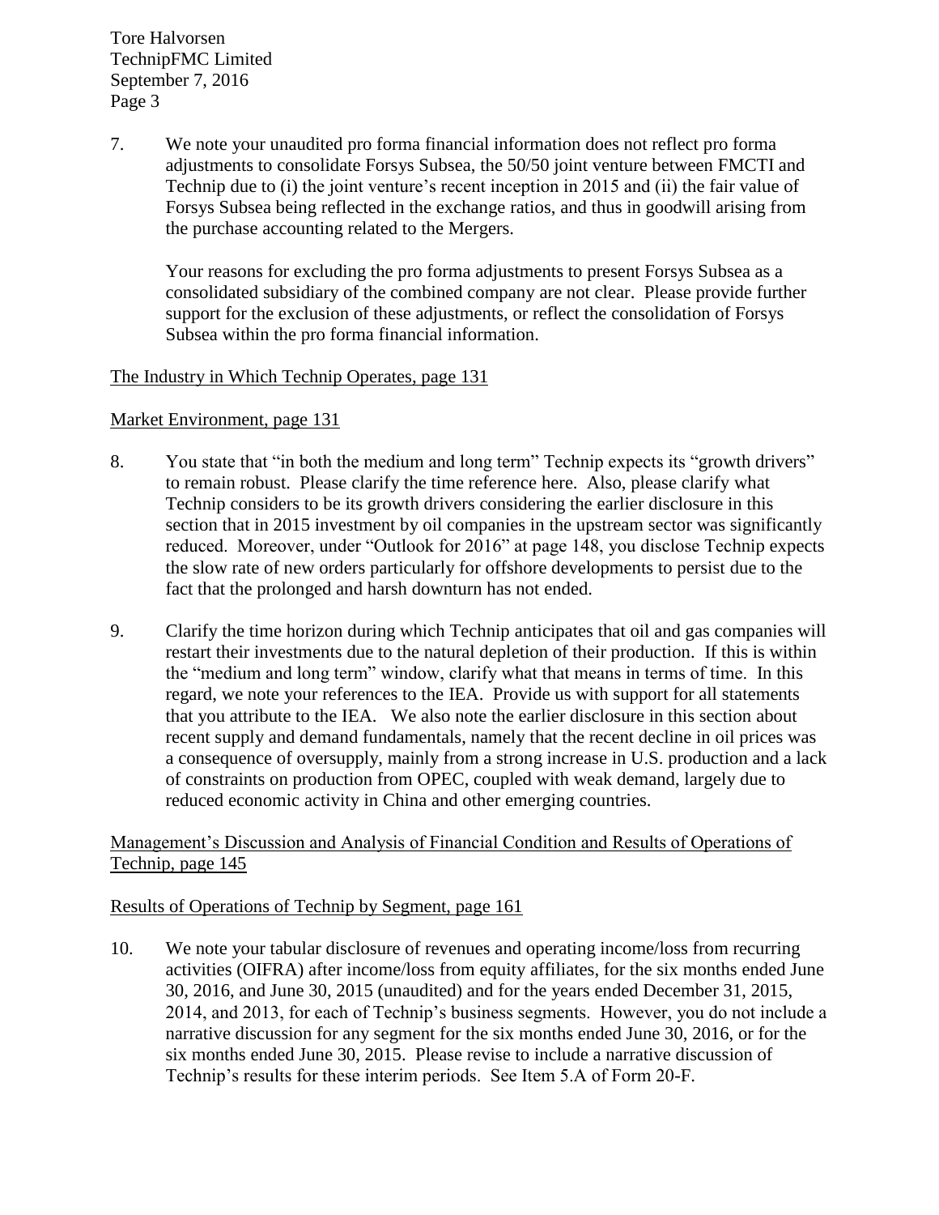7. We note your unaudited pro forma financial information does not reflect pro forma adjustments to consolidate Forsys Subsea, the 50/50 joint venture between FMCTI and Technip due to (i) the joint venture's recent inception in 2015 and (ii) the fair value of Forsys Subsea being reflected in the exchange ratios, and thus in goodwill arising from the purchase accounting related to the Mergers.

   Your reasons for excluding the pro forma adjustments to present Forsys Subsea as a consolidated subsidiary of the combined company are not clear. Please provide further support for the exclusion of these adjustments, or reflect the consolidation of Forsys Subsea within the pro forma financial information.

The Industry in Which Technip Operates, page 131

Market Environment, page 131

8. You state that "in both the medium and long term" Technip expects its "growth drivers" to remain robust. Please clarify the time reference here. Also, please clarify what Technip considers to be its growth drivers considering the earlier disclosure in this section that in 2015 investment by oil companies in the upstream sector was significantly reduced. Moreover, under "Outlook for 2016" at page 148, you disclose Technip expects the slow rate of new orders particularly for offshore developments to persist due to the fact that the prolonged and harsh downturn has not ended.

9. Clarify the time horizon during which Technip anticipates that oil and gas companies will restart their investments due to the natural depletion of their production. If this is within the "medium and long term" window, clarify what that means in terms of time. In this regard, we note your references to the IEA. Provide us with support for all statements that you attribute to the IEA. We also note the earlier disclosure in this section about recent supply and demand fundamentals, namely that the recent decline in oil prices was a consequence of oversupply, mainly from a strong increase in U.S. production and a lack of constraints on production from OPEC, coupled with weak demand, largely due to reduced economic activity in China and other emerging countries.

Management's Discussion and Analysis of Financial Condition and Results of Operations of Technip, page 145

Results of Operations of Technip by Segment, page 161

10. We note your tabular disclosure of revenues and operating income/loss from recurring activities (OIFRA) after income/loss from equity affiliates, for the six months ended June 30, 2016, and June 30, 2015 (unaudited) and for the years ended December 31, 2015, 2014, and 2013, for each of Technip's business segments. However, you do not include a narrative discussion for any segment for the six months ended June 30, 2016, or for the six months ended June 30, 2015. Please revise to include a narrative discussion of Technip's results for these interim periods. See Item 5.A of Form 20-F.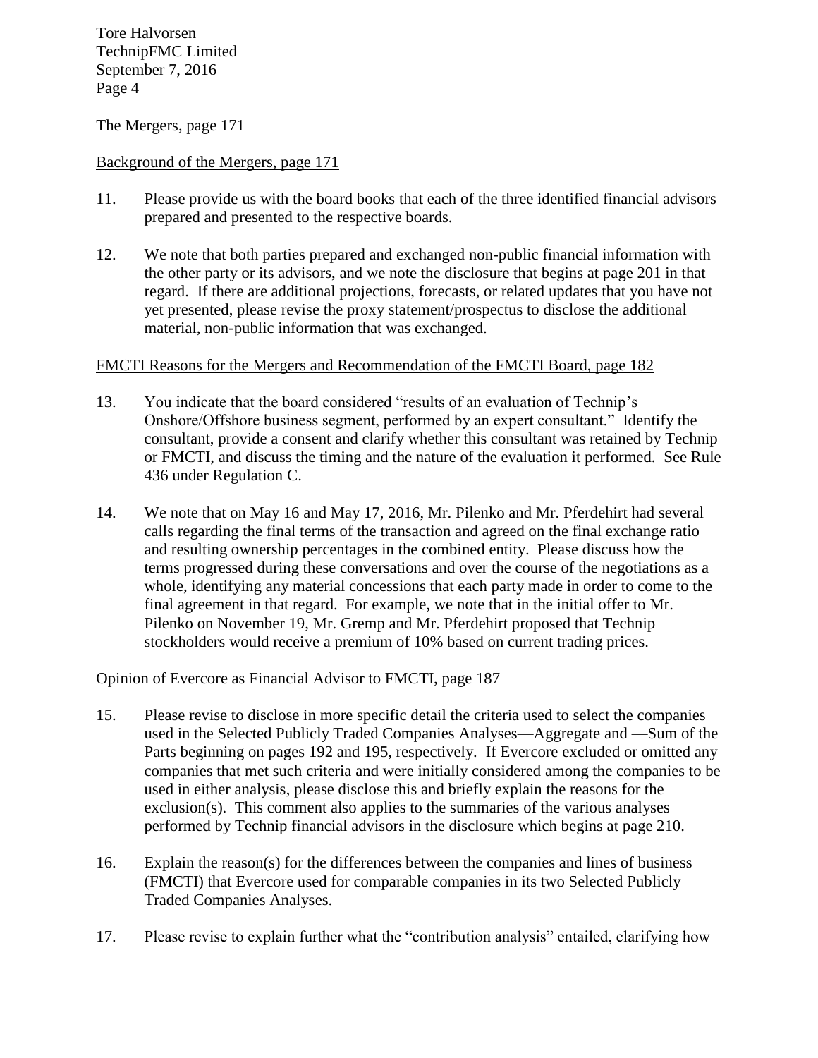The Mergers, page 171

Background of the Mergers, page 171

11. Please provide us with the board books that each of the three identified financial advisors prepared and presented to the respective boards.

12. We note that both parties prepared and exchanged non-public financial information with the other party or its advisors, and we note the disclosure that begins at page 201 in that regard. If there are additional projections, forecasts, or related updates that you have not yet presented, please revise the proxy statement/prospectus to disclose the additional material, non-public information that was exchanged.

FMCTI Reasons for the Mergers and Recommendation of the FMCTI Board, page 182

13. You indicate that the board considered "results of an evaluation of Technip's Onshore/Offshore business segment, performed by an expert consultant." Identify the consultant, provide a consent and clarify whether this consultant was retained by Technip or FMCTI, and discuss the timing and the nature of the evaluation it performed. See Rule 436 under Regulation C.

14. We note that on May 16 and May 17, 2016, Mr. Pilenko and Mr. Pferdehirt had several calls regarding the final terms of the transaction and agreed on the final exchange ratio and resulting ownership percentages in the combined entity. Please discuss how the terms progressed during these conversations and over the course of the negotiations as a whole, identifying any material concessions that each party made in order to come to the final agreement in that regard. For example, we note that in the initial offer to Mr. Pilenko on November 19, Mr. Gremp and Mr. Pferdehirt proposed that Technip stockholders would receive a premium of 10% based on current trading prices.

Opinion of Evercore as Financial Advisor to FMCTI, page 187

15. Please revise to disclose in more specific detail the criteria used to select the companies used in the Selected Publicly Traded Companies Analyses—Aggregate and —Sum of the Parts beginning on pages 192 and 195, respectively. If Evercore excluded or omitted any companies that met such criteria and were initially considered among the companies to be used in either analysis, please disclose this and briefly explain the reasons for the exclusion(s). This comment also applies to the summaries of the various analyses performed by Technip financial advisors in the disclosure which begins at page 210.

16. Explain the reason(s) for the differences between the companies and lines of business (FMCTI) that Evercore used for comparable companies in its two Selected Publicly Traded Companies Analyses.

17. Please revise to explain further what the "contribution analysis" entailed, clarifying how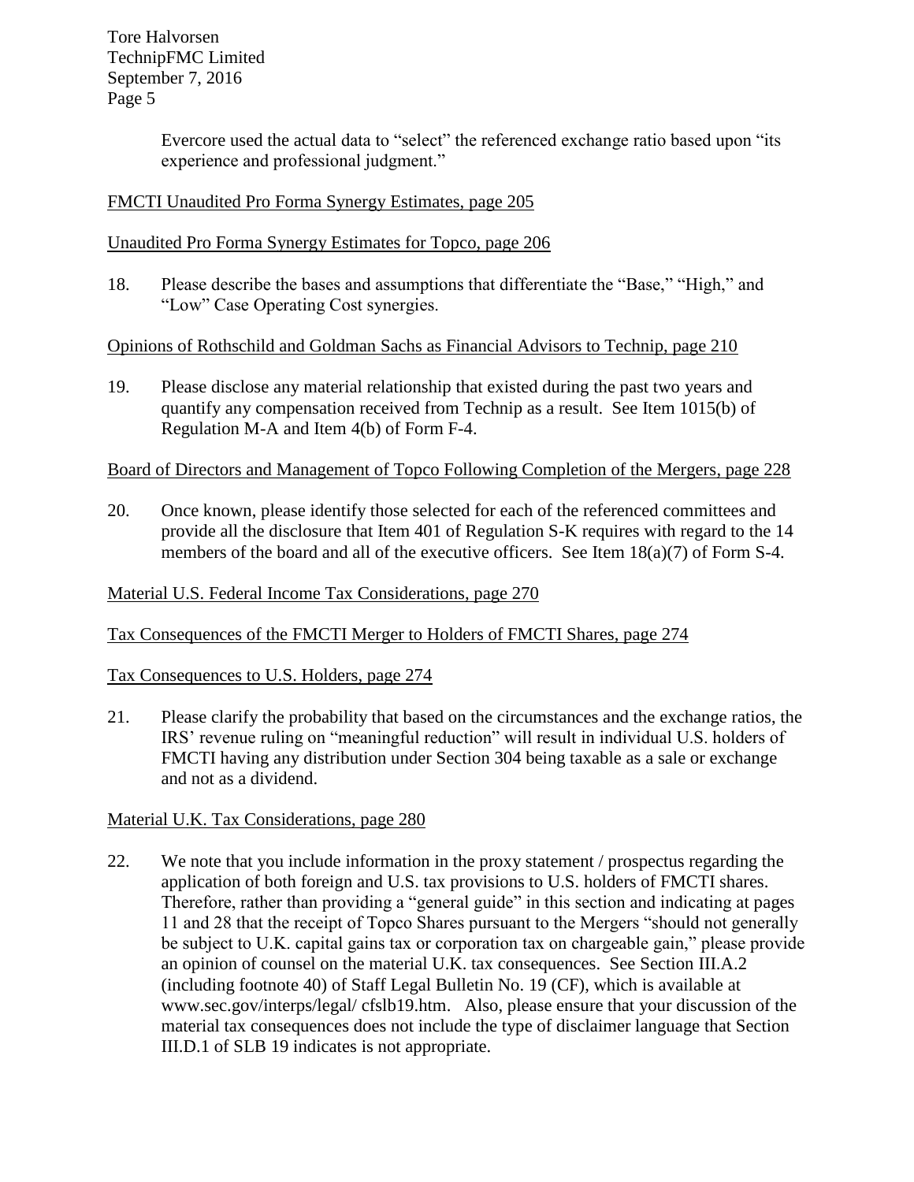Evercore used the actual data to "select" the referenced exchange ratio based upon "its experience and professional judgment."

FMCTI Unaudited Pro Forma Synergy Estimates, page 205

Unaudited Pro Forma Synergy Estimates for Topco, page 206

18. Please describe the bases and assumptions that differentiate the "Base," "High," and "Low" Case Operating Cost synergies.

Opinions of Rothschild and Goldman Sachs as Financial Advisors to Technip, page 210

19. Please disclose any material relationship that existed during the past two years and quantify any compensation received from Technip as a result. See Item 1015(b) of Regulation M-A and Item 4(b) of Form F-4.

Board of Directors and Management of Topco Following Completion of the Mergers, page 228

20. Once known, please identify those selected for each of the referenced committees and provide all the disclosure that Item 401 of Regulation S-K requires with regard to the 14 members of the board and all of the executive officers. See Item 18(a)(7) of Form S-4.

Material U.S. Federal Income Tax Considerations, page 270

Tax Consequences of the FMCTI Merger to Holders of FMCTI Shares, page 274

Tax Consequences to U.S. Holders, page 274

21. Please clarify the probability that based on the circumstances and the exchange ratios, the IRS' revenue ruling on "meaningful reduction" will result in individual U.S. holders of FMCTI having any distribution under Section 304 being taxable as a sale or exchange and not as a dividend.

Material U.K. Tax Considerations, page 280

22. We note that you include information in the proxy statement / prospectus regarding the application of both foreign and U.S. tax provisions to U.S. holders of FMCTI shares. Therefore, rather than providing a "general guide" in this section and indicating at pages 11 and 28 that the receipt of Topco Shares pursuant to the Mergers "should not generally be subject to U.K. capital gains tax or corporation tax on chargeable gain," please provide an opinion of counsel on the material U.K. tax consequences. See Section III.A.2 (including footnote 40) of Staff Legal Bulletin No. 19 (CF), which is available at www.sec.gov/interps/legal/ cfslb19.htm. Also, please ensure that your discussion of the material tax consequences does not include the type of disclaimer language that Section III.D.1 of SLB 19 indicates is not appropriate.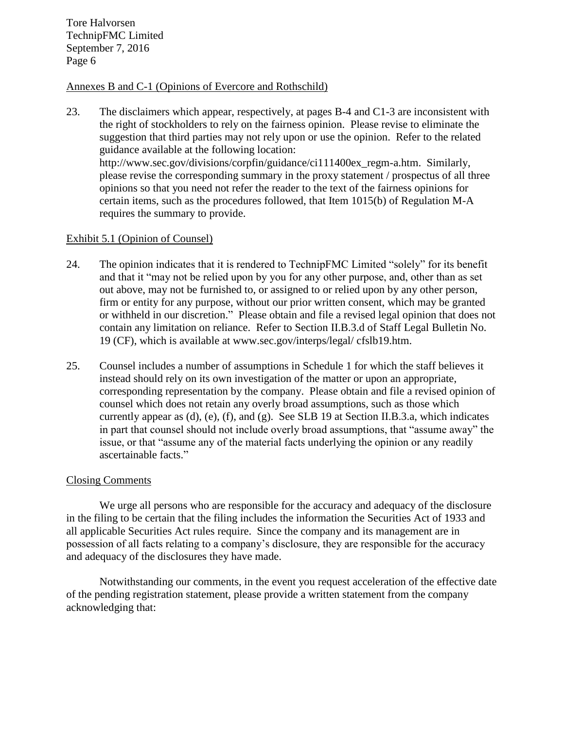Annexes B and C-1 (Opinions of Evercore and Rothschild)

23. The disclaimers which appear, respectively, at pages B-4 and C1-3 are inconsistent with the right of stockholders to rely on the fairness opinion. Please revise to eliminate the suggestion that third parties may not rely upon or use the opinion. Refer to the related guidance available at the following location: http://www.sec.gov/divisions/corpfin/guidance/ci111400ex_regm-a.htm. Similarly, please revise the corresponding summary in the proxy statement / prospectus of all three opinions so that you need not refer the reader to the text of the fairness opinions for certain items, such as the procedures followed, that Item 1015(b) of Regulation M-A requires the summary to provide.

Exhibit 5.1 (Opinion of Counsel)

24. The opinion indicates that it is rendered to TechnipFMC Limited "solely" for its benefit and that it "may not be relied upon by you for any other purpose, and, other than as set out above, may not be furnished to, or assigned to or relied upon by any other person, firm or entity for any purpose, without our prior written consent, which may be granted or withheld in our discretion." Please obtain and file a revised legal opinion that does not contain any limitation on reliance. Refer to Section II.B.3.d of Staff Legal Bulletin No. 19 (CF), which is available at www.sec.gov/interps/legal/ cfslb19.htm.

25. Counsel includes a number of assumptions in Schedule 1 for which the staff believes it instead should rely on its own investigation of the matter or upon an appropriate, corresponding representation by the company. Please obtain and file a revised opinion of counsel which does not retain any overly broad assumptions, such as those which currently appear as (d), (e), (f), and (g). See SLB 19 at Section II.B.3.a, which indicates in part that counsel should not include overly broad assumptions, that "assume away" the issue, or that "assume any of the material facts underlying the opinion or any readily ascertainable facts."

Closing Comments

We urge all persons who are responsible for the accuracy and adequacy of the disclosure in the filing to be certain that the filing includes the information the Securities Act of 1933 and all applicable Securities Act rules require. Since the company and its management are in possession of all facts relating to a company's disclosure, they are responsible for the accuracy and adequacy of the disclosures they have made.

Notwithstanding our comments, in the event you request acceleration of the effective date of the pending registration statement, please provide a written statement from the company acknowledging that: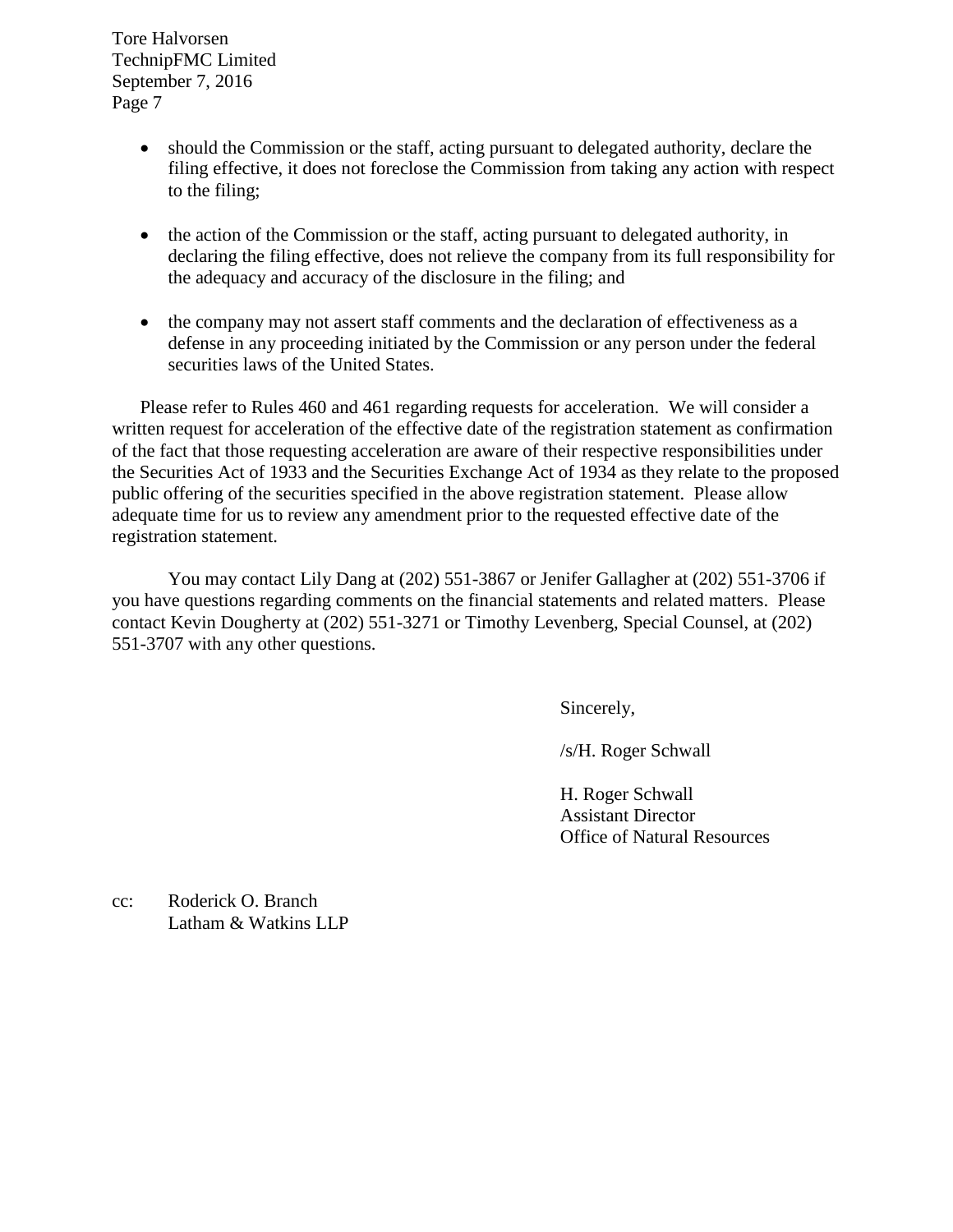- should the Commission or the staff, acting pursuant to delegated authority, declare the filing effective, it does not foreclose the Commission from taking any action with respect to the filing;

- the action of the Commission or the staff, acting pursuant to delegated authority, in declaring the filing effective, does not relieve the company from its full responsibility for the adequacy and accuracy of the disclosure in the filing; and

- the company may not assert staff comments and the declaration of effectiveness as a defense in any proceeding initiated by the Commission or any person under the federal securities laws of the United States.

Please refer to Rules 460 and 461 regarding requests for acceleration. We will consider a written request for acceleration of the effective date of the registration statement as confirmation of the fact that those requesting acceleration are aware of their respective responsibilities under the Securities Act of 1933 and the Securities Exchange Act of 1934 as they relate to the proposed public offering of the securities specified in the above registration statement. Please allow adequate time for us to review any amendment prior to the requested effective date of the registration statement.

You may contact Lily Dang at (202) 551-3867 or Jenifer Gallagher at (202) 551-3706 if you have questions regarding comments on the financial statements and related matters. Please contact Kevin Dougherty at (202) 551-3271 or Timothy Levenberg, Special Counsel, at (202) 551-3707 with any other questions.

Sincerely,

/s/H. Roger Schwall

H. Roger Schwall
Assistant Director
Office of Natural Resources

cc: Roderick O. Branch
Latham & Watkins LLP